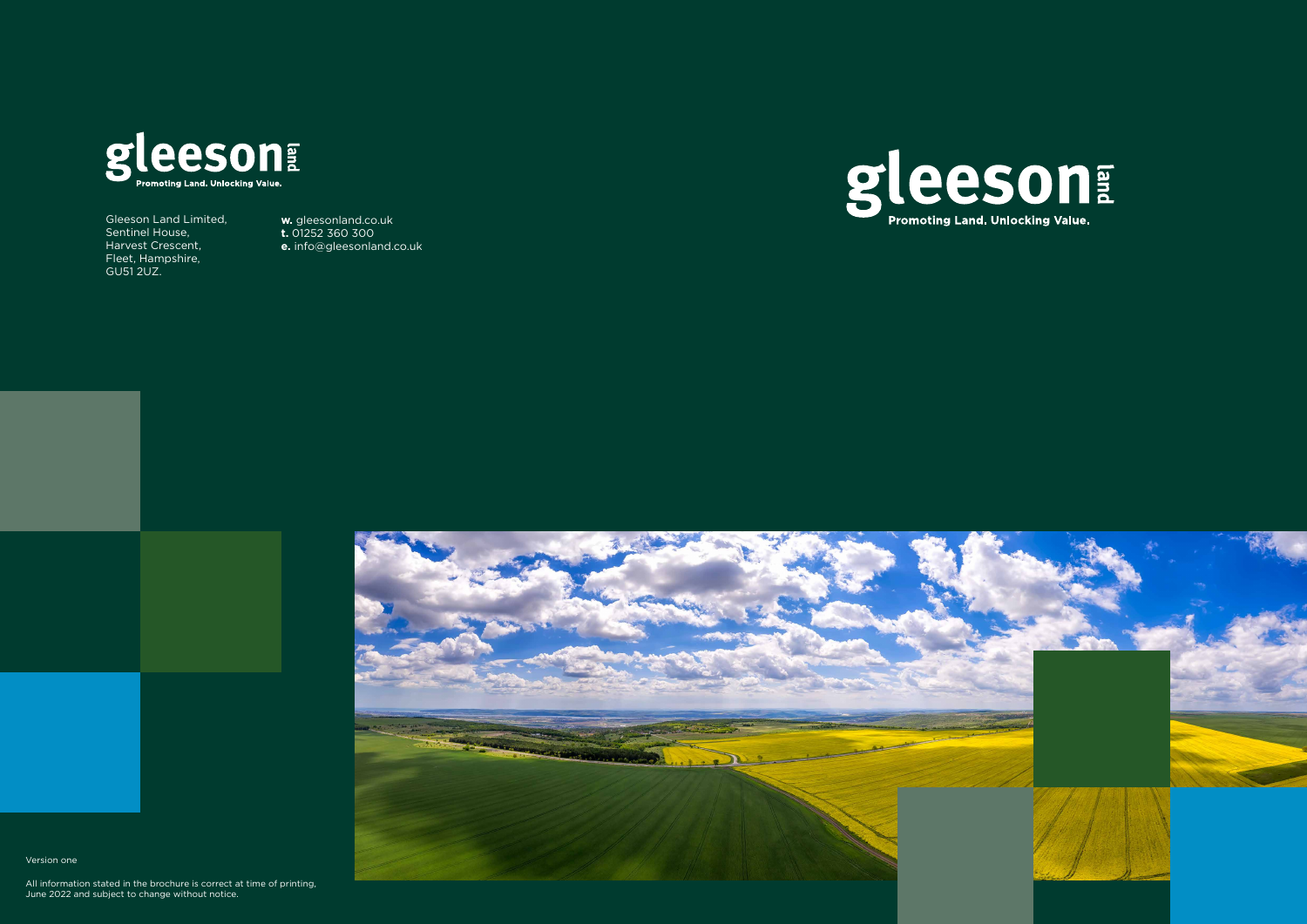gleeson land

Promoting Land. Unlocking Value.

Gleeson Land Limited,
Sentinel House,
Harvest Crescent,
Fleet, Hampshire,
GU51 2UZ.

**w.** gleesonland.co.uk
**t.** 01252 360 300
**e.** info@gleesonland.co.uk

gleeson land

Promoting Land. Unlocking Value.

Version one

All information stated in the brochure is correct at time of printing, June 2022 and subject to change without notice.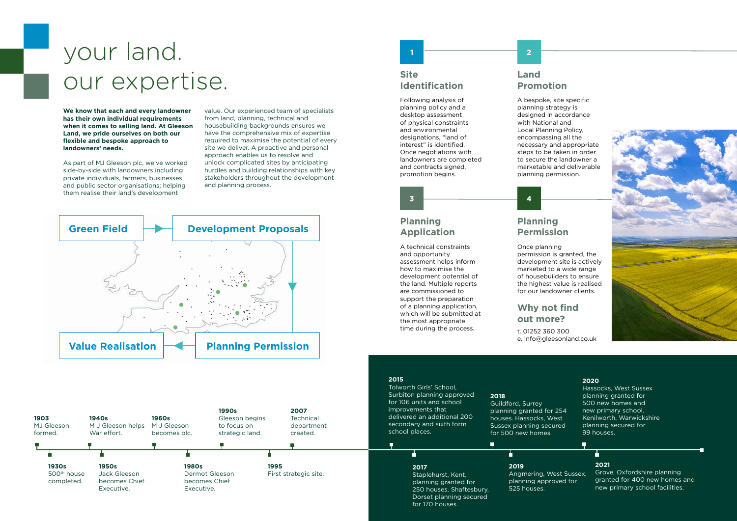# your land. our expertise.

**We know that each and every landowner has their own individual requirements when it comes to selling land. At Gleeson Land, we pride ourselves on both our flexible and bespoke approach to landowners' needs.**

As part of MJ Gleeson plc, we've worked side-by-side with landowners including private individuals, farmers, businesses and public sector organisations; helping them realise their land's development value. Our experienced team of specialists from land, planning, technical and housebuilding backgrounds ensures we have the comprehensive mix of expertise required to maximise the potential of every site we deliver. A proactive and personal approach enables us to resolve and unlock complicated sites by anticipating hurdles and building relationships with key stakeholders throughout the development and planning process.

Green Field

Development Proposals

Planning Permission

Value Realisation

1903
MJ Gleeson formed.

1930s
500th house completed.

1940s
M J Gleeson helps War effort.

1950s
Jack Gleeson becomes Chief Executive.

1960s
M J Gleeson becomes plc.

1980s
Dermot Gleeson becomes Chief Executive.

1990s
Gleeson begins to focus on strategic land.

1995
First strategic site.

2007
Technical department created.

## 1 Site Identification

Following analysis of planning policy and a desktop assessment of physical constraints and environmental designations, "land of interest" is identified. Once negotiations with landowners are completed and contracts signed, promotion begins.

## 2 Land Promotion

A bespoke, site specific planning strategy is designed in accordance with National and Local Planning Policy, encompassing all the necessary and appropriate steps to secure the landowner a marketable and deliverable planning permission.

## 3 Planning Application

A technical constraints and opportunity assessment helps inform how to maximise the development potential of the land. Multiple reports are commissioned to support the preparation of a planning application, which will be submitted at the most appropriate time during the process.

## 4 Planning Permission

Once planning permission is granted, the development site is actively marketed to a wide range of housebuilders to ensure the highest value is realised for our landowner clients.

## Why not find out more?

t. 01252 360 300
e. info@gleesonland.co.uk

2015
Tolworth Girls' School, Surbiton planning approved for 106 units and school improvements that delivered an additional 200 secondary and sixth form school places.

2017
Staplehurst, Kent, planning granted for 250 houses. Shaftesbury, Dorset planning secured for 170 houses.

2018
Guildford, Surrey planning granted for 254 houses. Hassocks, West Sussex planning secured for 500 new homes.

2019
Angmering, West Sussex, planning approved for 525 houses.

2020
Hassocks, West Sussex planning granted for 500 new homes and new primary school. Kenilworth, Warwickshire planning secured for 99 houses.

2021
Grove, Oxfordshire planning granted for 400 new homes and new primary school facilities.